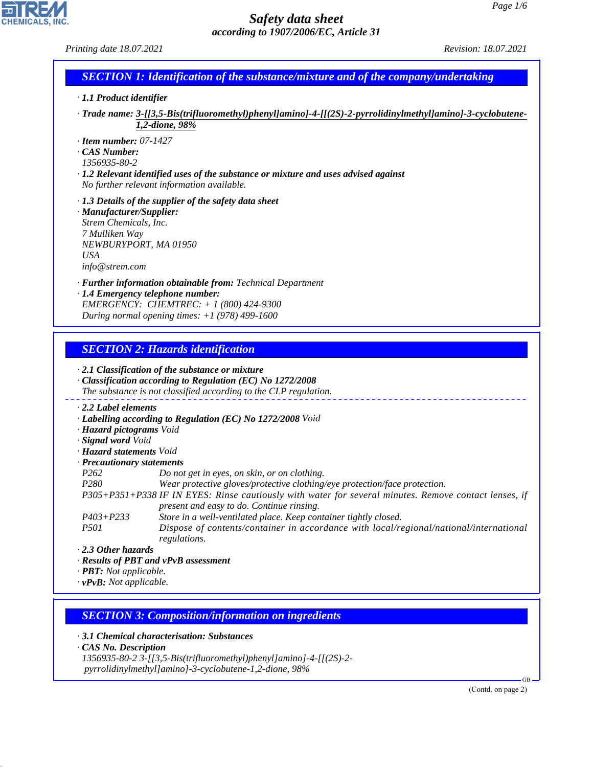# Safety data sheet

*according to 1907/2006/EC, Article 31*

Printing date 18.07.2021 Revision: 18.07.2021

## SECTION 1: Identification of the substance/mixture and of the company/undertaking

· **1.1 Product identifier**

· **Trade name:** **3-[[3,5-Bis(trifluoromethyl)phenyl]amino]-4-[[(2S)-2-pyrrolidinylmethyl]amino]-3-cyclobutene-1,2-dione, 98%**

· **Item number:** 07-1427

· **CAS Number:**
1356935-80-2

· **1.2 Relevant identified uses of the substance or mixture and uses advised against**
No further relevant information available.

· **1.3 Details of the supplier of the safety data sheet**

· **Manufacturer/Supplier:**
Strem Chemicals, Inc.
7 Mulliken Way
NEWBURYPORT, MA 01950
USA
info@strem.com

· **Further information obtainable from:** Technical Department

· **1.4 Emergency telephone number:**
EMERGENCY: CHEMTREC: + 1 (800) 424-9300
During normal opening times: +1 (978) 499-1600

## SECTION 2: Hazards identification

· **2.1 Classification of the substance or mixture**

· **Classification according to Regulation (EC) No 1272/2008**
The substance is not classified according to the CLP regulation.

· **2.2 Label elements**

· **Labelling according to Regulation (EC) No 1272/2008** Void

· **Hazard pictograms** Void

· **Signal word** Void

· **Hazard statements** Void

· **Precautionary statements**

| | |
|---|---|
| P262 | Do not get in eyes, on skin, or on clothing. |
| P280 | Wear protective gloves/protective clothing/eye protection/face protection. |
| P305+P351+P338 | IF IN EYES: Rinse cautiously with water for several minutes. Remove contact lenses, if present and easy to do. Continue rinsing. |
| P403+P233 | Store in a well-ventilated place. Keep container tightly closed. |
| P501 | Dispose of contents/container in accordance with local/regional/national/international regulations. |

· **2.3 Other hazards**

· **Results of PBT and vPvB assessment**

· **PBT:** Not applicable.

· **vPvB:** Not applicable.

## SECTION 3: Composition/information on ingredients

· **3.1 Chemical characterisation: Substances**

· **CAS No. Description**
1356935-80-2 3-[[3,5-Bis(trifluoromethyl)phenyl]amino]-4-[[(2S)-2-pyrrolidinylmethyl]amino]-3-cyclobutene-1,2-dione, 98%

(Contd. on page 2)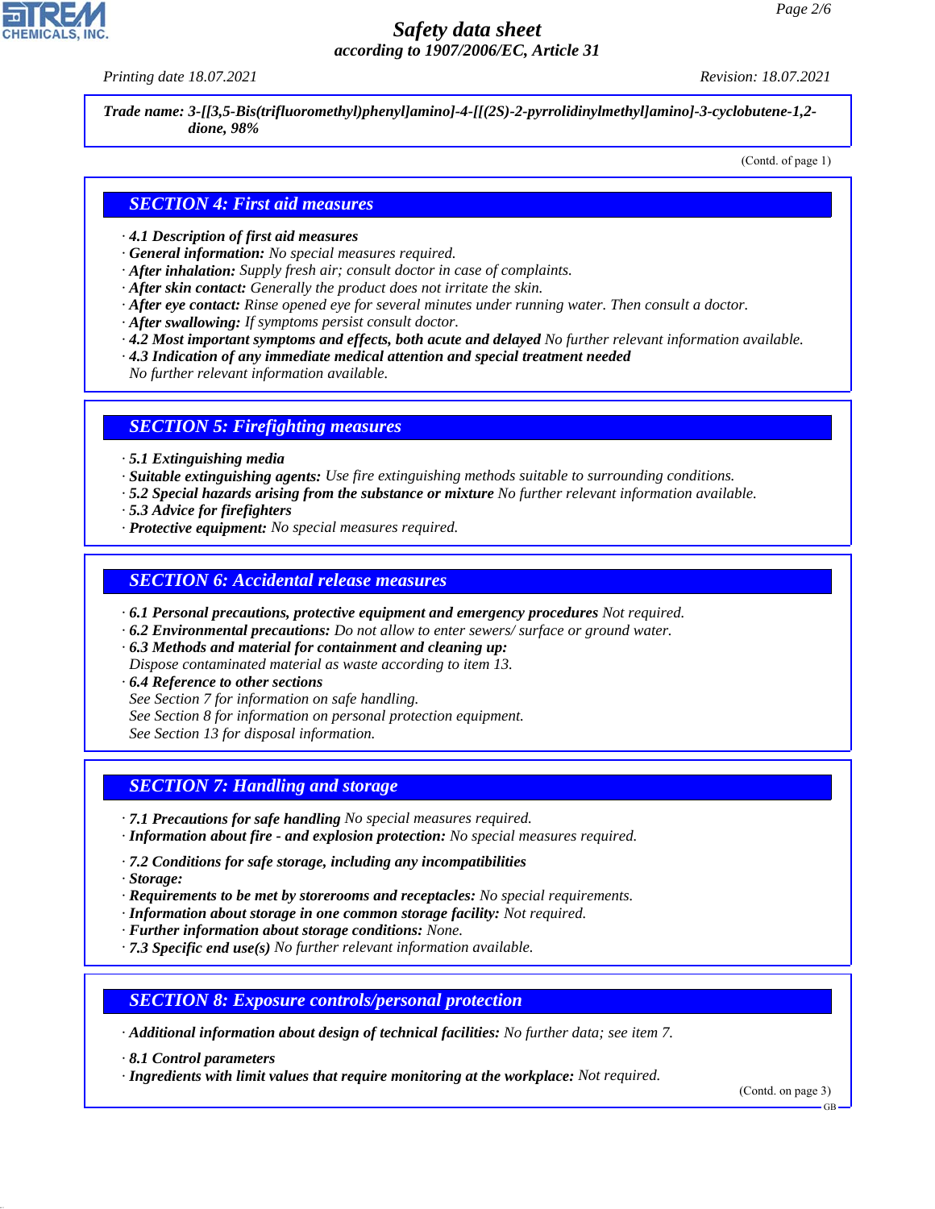**Trade name: 3-[[3,5-Bis(trifluoromethyl)phenyl]amino]-4-[[(2S)-2-pyrrolidinylmethyl]amino]-3-cyclobutene-1,2-dione, 98%**

(Contd. of page 1)

## SECTION 4: First aid measures

- **4.1 Description of first aid measures**
- **General information:** No special measures required.
- **After inhalation:** Supply fresh air; consult doctor in case of complaints.
- **After skin contact:** Generally the product does not irritate the skin.
- **After eye contact:** Rinse opened eye for several minutes under running water. Then consult a doctor.
- **After swallowing:** If symptoms persist consult doctor.
- **4.2 Most important symptoms and effects, both acute and delayed** No further relevant information available.
- **4.3 Indication of any immediate medical attention and special treatment needed**
  No further relevant information available.

## SECTION 5: Firefighting measures

- **5.1 Extinguishing media**
- **Suitable extinguishing agents:** Use fire extinguishing methods suitable to surrounding conditions.
- **5.2 Special hazards arising from the substance or mixture** No further relevant information available.
- **5.3 Advice for firefighters**
- **Protective equipment:** No special measures required.

## SECTION 6: Accidental release measures

- **6.1 Personal precautions, protective equipment and emergency procedures** Not required.
- **6.2 Environmental precautions:** Do not allow to enter sewers/ surface or ground water.
- **6.3 Methods and material for containment and cleaning up:**
  Dispose contaminated material as waste according to item 13.
- **6.4 Reference to other sections**
  See Section 7 for information on safe handling.
  See Section 8 for information on personal protection equipment.
  See Section 13 for disposal information.

## SECTION 7: Handling and storage

- **7.1 Precautions for safe handling** No special measures required.
- **Information about fire - and explosion protection:** No special measures required.
- **7.2 Conditions for safe storage, including any incompatibilities**
- **Storage:**
- **Requirements to be met by storerooms and receptacles:** No special requirements.
- **Information about storage in one common storage facility:** Not required.
- **Further information about storage conditions:** None.
- **7.3 Specific end use(s)** No further relevant information available.

## SECTION 8: Exposure controls/personal protection

- **Additional information about design of technical facilities:** No further data; see item 7.
- **8.1 Control parameters**
- **Ingredients with limit values that require monitoring at the workplace:** Not required.

(Contd. on page 3)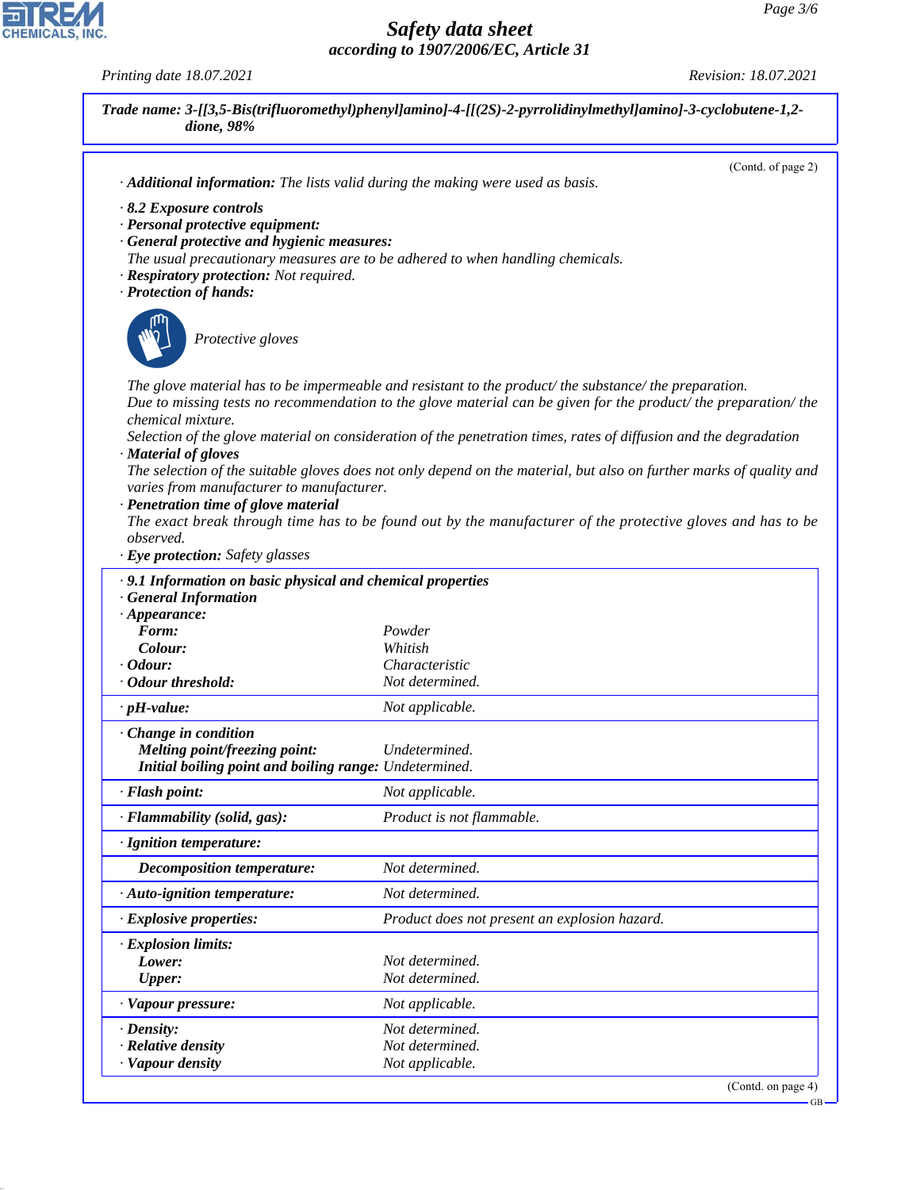**Trade name: 3-[[3,5-Bis(trifluoromethyl)phenyl]amino]-4-[[(2S)-2-pyrrolidinylmethyl]amino]-3-cyclobutene-1,2-dione, 98%**

(Contd. of page 2)

· **Additional information:** The lists valid during the making were used as basis.

· **8.2 Exposure controls**
· **Personal protective equipment:**
· **General protective and hygienic measures:**
The usual precautionary measures are to be adhered to when handling chemicals.
· **Respiratory protection:** Not required.
· **Protection of hands:**

Protective gloves

The glove material has to be impermeable and resistant to the product/ the substance/ the preparation.
Due to missing tests no recommendation to the glove material can be given for the product/ the preparation/ the chemical mixture.
Selection of the glove material on consideration of the penetration times, rates of diffusion and the degradation
· **Material of gloves**
The selection of the suitable gloves does not only depend on the material, but also on further marks of quality and varies from manufacturer to manufacturer.
· **Penetration time of glove material**
The exact break through time has to be found out by the manufacturer of the protective gloves and has to be observed.
· **Eye protection:** Safety glasses

· **9.1 Information on basic physical and chemical properties**
· **General Information**

| Property | Value |
|---|---|
| · **Appearance:** | |
| **Form:** | Powder |
| **Colour:** | Whitish |
| · **Odour:** | Characteristic |
| · **Odour threshold:** | Not determined. |
| · **pH-value:** | Not applicable. |
| · **Change in condition** | |
| **Melting point/freezing point:** | Undetermined. |
| **Initial boiling point and boiling range:** | Undetermined. |
| · **Flash point:** | Not applicable. |
| · **Flammability (solid, gas):** | Product is not flammable. |
| · **Ignition temperature:** | |
| **Decomposition temperature:** | Not determined. |
| · **Auto-ignition temperature:** | Not determined. |
| · **Explosive properties:** | Product does not present an explosion hazard. |
| · **Explosion limits:** | |
| **Lower:** | Not determined. |
| **Upper:** | Not determined. |
| · **Vapour pressure:** | Not applicable. |
| · **Density:** | Not determined. |
| · **Relative density** | Not determined. |
| · **Vapour density** | Not applicable. |

(Contd. on page 4)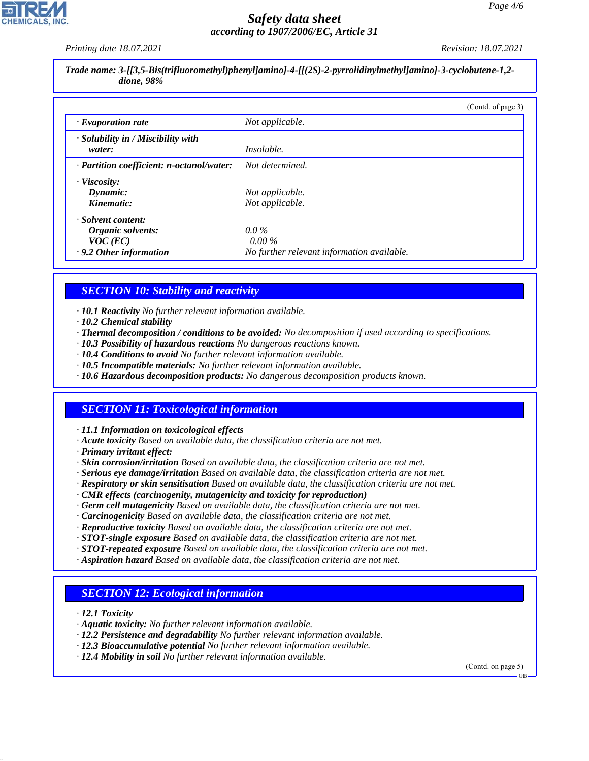Trade name: 3-[[3,5-Bis(trifluoromethyl)phenyl]amino]-4-[[(2S)-2-pyrrolidinylmethyl]amino]-3-cyclobutene-1,2-dione, 98%

(Contd. of page 3)

| | |
|---|---|
| · **Evaporation rate** | *Not applicable.* |
| · **Solubility in / Miscibility with water:** | *Insoluble.* |
| · **Partition coefficient: n-octanol/water:** | *Not determined.* |
| · **Viscosity:** | |
| **Dynamic:** | *Not applicable.* |
| **Kinematic:** | *Not applicable.* |
| · **Solvent content:** | |
| **Organic solvents:** | *0.0 %* |
| **VOC (EC)** | *0.00 %* |
| · **9.2 Other information** | *No further relevant information available.* |

## SECTION 10: Stability and reactivity

· **10.1 Reactivity** *No further relevant information available.*
· **10.2 Chemical stability**
· **Thermal decomposition / conditions to be avoided:** *No decomposition if used according to specifications.*
· **10.3 Possibility of hazardous reactions** *No dangerous reactions known.*
· **10.4 Conditions to avoid** *No further relevant information available.*
· **10.5 Incompatible materials:** *No further relevant information available.*
· **10.6 Hazardous decomposition products:** *No dangerous decomposition products known.*

## SECTION 11: Toxicological information

· **11.1 Information on toxicological effects**
· **Acute toxicity** *Based on available data, the classification criteria are not met.*
· **Primary irritant effect:**
· **Skin corrosion/irritation** *Based on available data, the classification criteria are not met.*
· **Serious eye damage/irritation** *Based on available data, the classification criteria are not met.*
· **Respiratory or skin sensitisation** *Based on available data, the classification criteria are not met.*
· **CMR effects (carcinogenity, mutagenicity and toxicity for reproduction)**
· **Germ cell mutagenicity** *Based on available data, the classification criteria are not met.*
· **Carcinogenicity** *Based on available data, the classification criteria are not met.*
· **Reproductive toxicity** *Based on available data, the classification criteria are not met.*
· **STOT-single exposure** *Based on available data, the classification criteria are not met.*
· **STOT-repeated exposure** *Based on available data, the classification criteria are not met.*
· **Aspiration hazard** *Based on available data, the classification criteria are not met.*

## SECTION 12: Ecological information

· **12.1 Toxicity**
· **Aquatic toxicity:** *No further relevant information available.*
· **12.2 Persistence and degradability** *No further relevant information available.*
· **12.3 Bioaccumulative potential** *No further relevant information available.*
· **12.4 Mobility in soil** *No further relevant information available.*

(Contd. on page 5)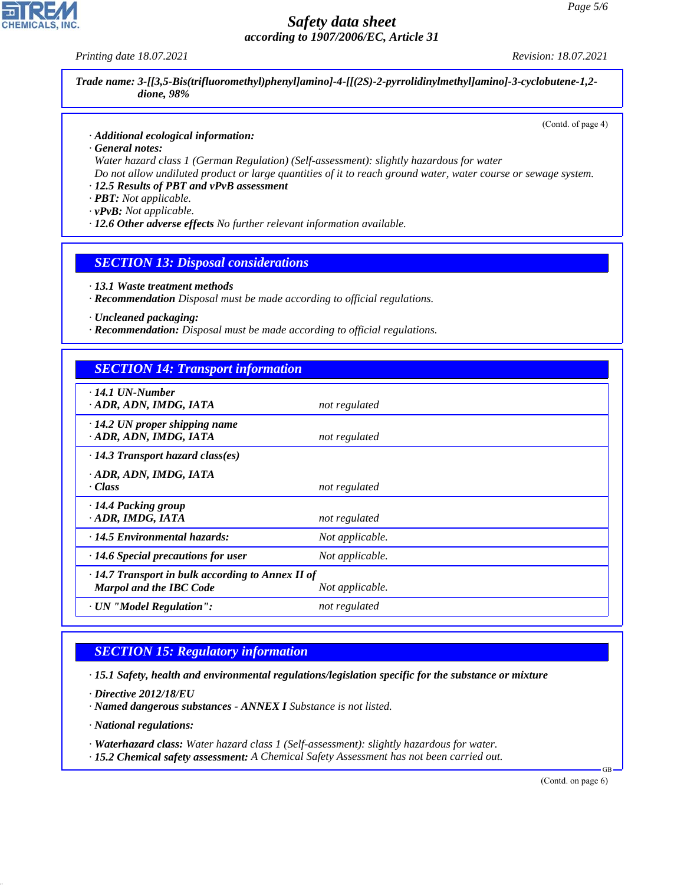**Trade name: 3-[[3,5-Bis(trifluoromethyl)phenyl]amino]-4-[[(2S)-2-pyrrolidinylmethyl]amino]-3-cyclobutene-1,2-dione, 98%**

(Contd. of page 4)

· **Additional ecological information:**
· **General notes:**
Water hazard class 1 (German Regulation) (Self-assessment): slightly hazardous for water
Do not allow undiluted product or large quantities of it to reach ground water, water course or sewage system.
· **12.5 Results of PBT and vPvB assessment**
· **PBT:** Not applicable.
· **vPvB:** Not applicable.
· **12.6 Other adverse effects** No further relevant information available.

## SECTION 13: Disposal considerations

· **13.1 Waste treatment methods**
· **Recommendation** Disposal must be made according to official regulations.

· **Uncleaned packaging:**
· **Recommendation:** Disposal must be made according to official regulations.

## SECTION 14: Transport information

| | |
|---|---|
| · **14.1 UN-Number**<br>· **ADR, ADN, IMDG, IATA** | not regulated |
| · **14.2 UN proper shipping name**<br>· **ADR, ADN, IMDG, IATA** | not regulated |
| · **14.3 Transport hazard class(es)**<br>· **ADR, ADN, IMDG, IATA**<br>· **Class** | not regulated |
| · **14.4 Packing group**<br>· **ADR, IMDG, IATA** | not regulated |
| · **14.5 Environmental hazards:** | Not applicable. |
| · **14.6 Special precautions for user** | Not applicable. |
| · **14.7 Transport in bulk according to Annex II of Marpol and the IBC Code** | Not applicable. |
| · **UN "Model Regulation":** | not regulated |

## SECTION 15: Regulatory information

· **15.1 Safety, health and environmental regulations/legislation specific for the substance or mixture**

· **Directive 2012/18/EU**
· **Named dangerous substances - ANNEX I** Substance is not listed.

· **National regulations:**

· **Waterhazard class:** Water hazard class 1 (Self-assessment): slightly hazardous for water.
· **15.2 Chemical safety assessment:** A Chemical Safety Assessment has not been carried out.

(Contd. on page 6)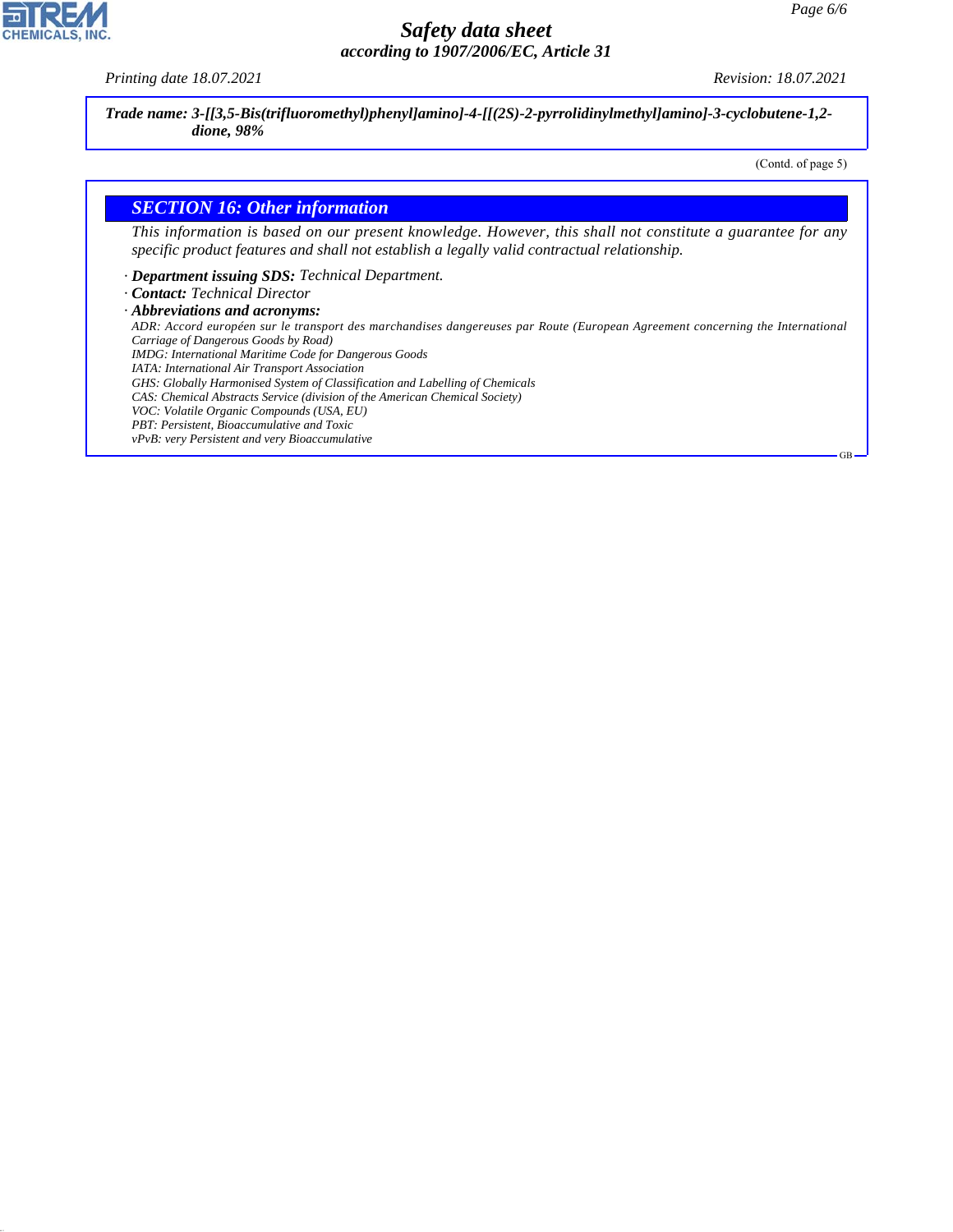**Trade name: 3-[[3,5-Bis(trifluoromethyl)phenyl]amino]-4-[[(2S)-2-pyrrolidinylmethyl]amino]-3-cyclobutene-1,2-dione, 98%**

(Contd. of page 5)

## SECTION 16: Other information

*This information is based on our present knowledge. However, this shall not constitute a guarantee for any specific product features and shall not establish a legally valid contractual relationship.*

· ***Department issuing SDS:*** *Technical Department.*
· ***Contact:*** *Technical Director*
· ***Abbreviations and acronyms:***
*ADR: Accord européen sur le transport des marchandises dangereuses par Route (European Agreement concerning the International Carriage of Dangerous Goods by Road)*
*IMDG: International Maritime Code for Dangerous Goods*
*IATA: International Air Transport Association*
*GHS: Globally Harmonised System of Classification and Labelling of Chemicals*
*CAS: Chemical Abstracts Service (division of the American Chemical Society)*
*VOC: Volatile Organic Compounds (USA, EU)*
*PBT: Persistent, Bioaccumulative and Toxic*
*vPvB: very Persistent and very Bioaccumulative*